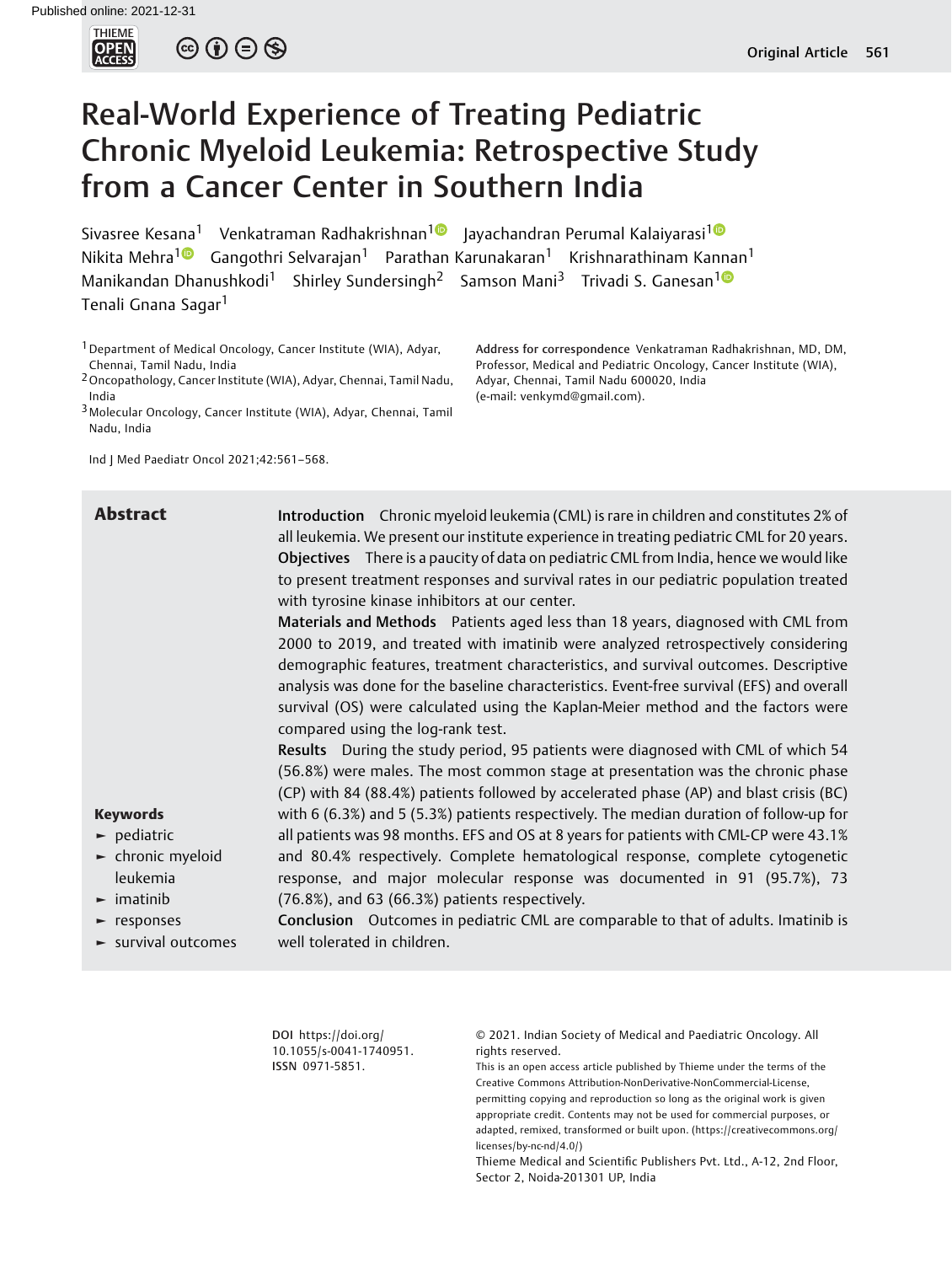# Real-World Experience of Treating Pediatric Chronic Myeloid Leukemia: Retrospective Study from a Cancer Center in Southern India

Sivasree Kesana[1] Venkatraman Radhakrishnan[1] Jayachandran Perumal Kalaiyarasi[1] Nikita Mehra[1] Gangothri Selvarajan[1] Parathan Karunakaran[1] Krishnarathinam Kannan[1] Manikandan Dhanushkodi[1] Shirley Sundersingh[2] Samson Mani[3] Trivadi S. Ganesan[1] Tenali Gnana Sagar[1]

[1] Department of Medical Oncology, Cancer Institute (WIA), Adyar, Chennai, Tamil Nadu, India

[2] Oncopathology, Cancer Institute (WIA), Adyar, Chennai, Tamil Nadu, India

[3] Molecular Oncology, Cancer Institute (WIA), Adyar, Chennai, Tamil Nadu, India

**Address for correspondence** Venkatraman Radhakrishnan, MD, DM, Professor, Medical and Pediatric Oncology, Cancer Institute (WIA), Adyar, Chennai, Tamil Nadu 600020, India (e-mail: venkymd@gmail.com).

Ind J Med Paediatr Oncol 2021;42:561–568.

## Abstract

**Introduction** Chronic myeloid leukemia (CML) is rare in children and constitutes 2% of all leukemia. We present our institute experience in treating pediatric CML for 20 years.

**Objectives** There is a paucity of data on pediatric CML from India, hence we would like to present treatment responses and survival rates in our pediatric population treated with tyrosine kinase inhibitors at our center.

**Materials and Methods** Patients aged less than 18 years, diagnosed with CML from 2000 to 2019, and treated with imatinib were analyzed retrospectively considering demographic features, treatment characteristics, and survival outcomes. Descriptive analysis was done for the baseline characteristics. Event-free survival (EFS) and overall survival (OS) were calculated using the Kaplan-Meier method and the factors were compared using the log-rank test.

**Results** During the study period, 95 patients were diagnosed with CML of which 54 (56.8%) were males. The most common stage at presentation was the chronic phase (CP) with 84 (88.4%) patients followed by accelerated phase (AP) and blast crisis (BC) with 6 (6.3%) and 5 (5.3%) patients respectively. The median duration of follow-up for all patients was 98 months. EFS and OS at 8 years for patients with CML-CP were 43.1% and 80.4% respectively. Complete hematological response, complete cytogenetic response, and major molecular response was documented in 91 (95.7%), 73 (76.8%), and 63 (66.3%) patients respectively.

**Conclusion** Outcomes in pediatric CML are comparable to that of adults. Imatinib is well tolerated in children.

### Keywords

- pediatric
- chronic myeloid leukemia
- imatinib
- responses
- survival outcomes

**DOI** https://doi.org/10.1055/s-0041-1740951.
**ISSN** 0971-5851.

© 2021. Indian Society of Medical and Paediatric Oncology. All rights reserved.

This is an open access article published by Thieme under the terms of the Creative Commons Attribution-NonDerivative-NonCommercial-License, permitting copying and reproduction so long as the original work is given appropriate credit. Contents may not be used for commercial purposes, or adapted, remixed, transformed or built upon. (https://creativecommons.org/licenses/by-nc-nd/4.0/)

Thieme Medical and Scientific Publishers Pvt. Ltd., A-12, 2nd Floor, Sector 2, Noida-201301 UP, India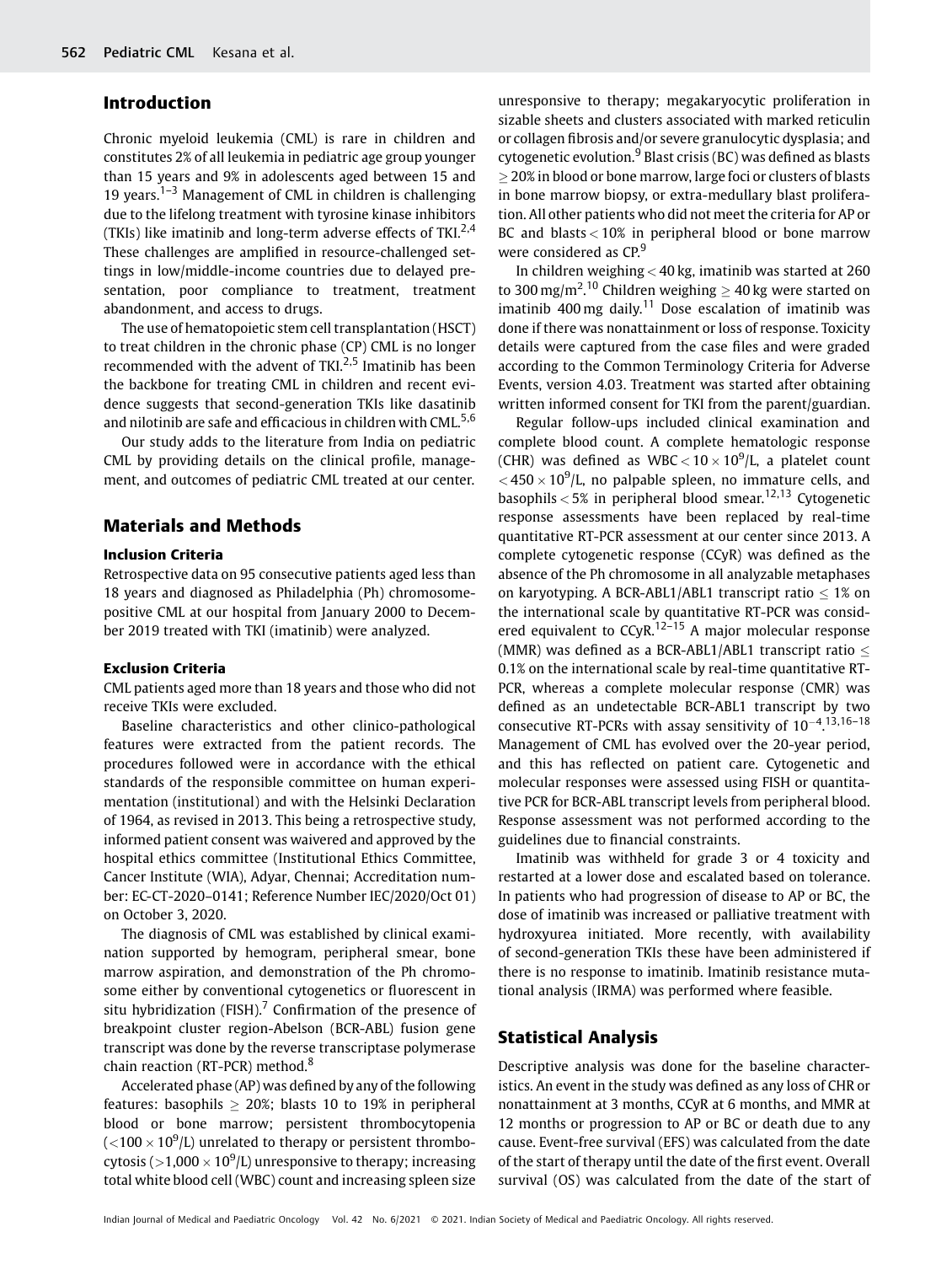## Introduction

Chronic myeloid leukemia (CML) is rare in children and constitutes 2% of all leukemia in pediatric age group younger than 15 years and 9% in adolescents aged between 15 and 19 years.[1–3] Management of CML in children is challenging due to the lifelong treatment with tyrosine kinase inhibitors (TKIs) like imatinib and long-term adverse effects of TKI.[2,4] These challenges are amplified in resource-challenged settings in low/middle-income countries due to delayed presentation, poor compliance to treatment, treatment abandonment, and access to drugs.

The use of hematopoietic stem cell transplantation (HSCT) to treat children in the chronic phase (CP) CML is no longer recommended with the advent of TKI.[2,5] Imatinib has been the backbone for treating CML in children and recent evidence suggests that second-generation TKIs like dasatinib and nilotinib are safe and efficacious in children with CML.[5,6]

Our study adds to the literature from India on pediatric CML by providing details on the clinical profile, management, and outcomes of pediatric CML treated at our center.

## Materials and Methods

### Inclusion Criteria

Retrospective data on 95 consecutive patients aged less than 18 years and diagnosed as Philadelphia (Ph) chromosome-positive CML at our hospital from January 2000 to December 2019 treated with TKI (imatinib) were analyzed.

### Exclusion Criteria

CML patients aged more than 18 years and those who did not receive TKIs were excluded.

Baseline characteristics and other clinico-pathological features were extracted from the patient records. The procedures followed were in accordance with the ethical standards of the responsible committee on human experimentation (institutional) and with the Helsinki Declaration of 1964, as revised in 2013. This being a retrospective study, informed patient consent was waivered and approved by the hospital ethics committee (Institutional Ethics Committee, Cancer Institute (WIA), Adyar, Chennai; Accreditation number: EC-CT-2020–0141; Reference Number IEC/2020/Oct 01) on October 3, 2020.

The diagnosis of CML was established by clinical examination supported by hemogram, peripheral smear, bone marrow aspiration, and demonstration of the Ph chromosome either by conventional cytogenetics or fluorescent in situ hybridization (FISH).[7] Confirmation of the presence of breakpoint cluster region-Abelson (BCR-ABL) fusion gene transcript was done by the reverse transcriptase polymerase chain reaction (RT-PCR) method.[8]

Accelerated phase (AP) was defined by any of the following features: basophils $\geq$ 20%; blasts 10 to 19% in peripheral blood or bone marrow; persistent thrombocytopenia ($<100 \times 10^9$/L) unrelated to therapy or persistent thrombocytosis ($>1{,}000 \times 10^9$/L) unresponsive to therapy; increasing total white blood cell (WBC) count and increasing spleen size unresponsive to therapy; megakaryocytic proliferation in sizable sheets and clusters associated with marked reticulin or collagen fibrosis and/or severe granulocytic dysplasia; and cytogenetic evolution.[9] Blast crisis (BC) was defined as blasts $\geq$ 20% in blood or bone marrow, large foci or clusters of blasts in bone marrow biopsy, or extra-medullary blast proliferation. All other patients who did not meet the criteria for AP or BC and blasts $<$ 10% in peripheral blood or bone marrow were considered as CP.[9]

In children weighing $<$ 40 kg, imatinib was started at 260 to 300 mg/m$^2$.[10] Children weighing $\geq$ 40 kg were started on imatinib 400 mg daily.[11] Dose escalation of imatinib was done if there was nonattainment or loss of response. Toxicity details were captured from the case files and were graded according to the Common Terminology Criteria for Adverse Events, version 4.03. Treatment was started after obtaining written informed consent for TKI from the parent/guardian.

Regular follow-ups included clinical examination and complete blood count. A complete hematologic response (CHR) was defined as WBC $< 10 \times 10^9$/L, a platelet count $< 450 \times 10^9$/L, no palpable spleen, no immature cells, and basophils $<$ 5% in peripheral blood smear.[12,13] Cytogenetic response assessments have been replaced by real-time quantitative RT-PCR assessment at our center since 2013. A complete cytogenetic response (CCyR) was defined as the absence of the Ph chromosome in all analyzable metaphases on karyotyping. A BCR-ABL1/ABL1 transcript ratio $\leq$ 1% on the international scale by quantitative RT-PCR was considered equivalent to CCyR.[12–15] A major molecular response (MMR) was defined as a BCR-ABL1/ABL1 transcript ratio $\leq$ 0.1% on the international scale by real-time quantitative RT-PCR, whereas a complete molecular response (CMR) was defined as an undetectable BCR-ABL1 transcript by two consecutive RT-PCRs with assay sensitivity of $10^{-4}$.[13,16–18] Management of CML has evolved over the 20-year period, and this has reflected on patient care. Cytogenetic and molecular responses were assessed using FISH or quantitative PCR for BCR-ABL transcript levels from peripheral blood. Response assessment was not performed according to the guidelines due to financial constraints.

Imatinib was withheld for grade 3 or 4 toxicity and restarted at a lower dose and escalated based on tolerance. In patients who had progression of disease to AP or BC, the dose of imatinib was increased or palliative treatment with hydroxyurea initiated. More recently, with availability of second-generation TKIs these have been administered if there is no response to imatinib. Imatinib resistance mutational analysis (IRMA) was performed where feasible.

## Statistical Analysis

Descriptive analysis was done for the baseline characteristics. An event in the study was defined as any loss of CHR or nonattainment at 3 months, CCyR at 6 months, and MMR at 12 months or progression to AP or BC or death due to any cause. Event-free survival (EFS) was calculated from the date of the start of therapy until the date of the first event. Overall survival (OS) was calculated from the date of the start of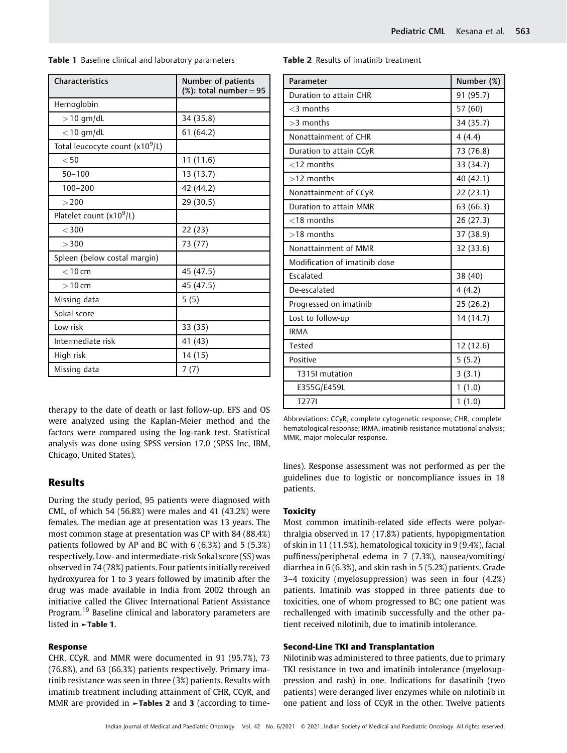**Table 1** Baseline clinical and laboratory parameters

| Characteristics | Number of patients (%): total number = 95 |
|---|---|
| Hemoglobin | |
| > 10 gm/dL | 34 (35.8) |
| < 10 gm/dL | 61 (64.2) |
| Total leucocyte count ($x10^9$/L) | |
| < 50 | 11 (11.6) |
| 50–100 | 13 (13.7) |
| 100–200 | 42 (44.2) |
| > 200 | 29 (30.5) |
| Platelet count ($x10^9$/L) | |
| < 300 | 22 (23) |
| > 300 | 73 (77) |
| Spleen (below costal margin) | |
| < 10 cm | 45 (47.5) |
| > 10 cm | 45 (47.5) |
| Missing data | 5 (5) |
| Sokal score | |
| Low risk | 33 (35) |
| Intermediate risk | 41 (43) |
| High risk | 14 (15) |
| Missing data | 7 (7) |

**Table 2** Results of imatinib treatment

| Parameter | Number (%) |
|---|---|
| Duration to attain CHR | 91 (95.7) |
| <3 months | 57 (60) |
| >3 months | 34 (35.7) |
| Nonattainment of CHR | 4 (4.4) |
| Duration to attain CCyR | 73 (76.8) |
| <12 months | 33 (34.7) |
| >12 months | 40 (42.1) |
| Nonattainment of CCyR | 22 (23.1) |
| Duration to attain MMR | 63 (66.3) |
| <18 months | 26 (27.3) |
| >18 months | 37 (38.9) |
| Nonattainment of MMR | 32 (33.6) |
| Modification of imatinib dose | |
| Escalated | 38 (40) |
| De-escalated | 4 (4.2) |
| Progressed on imatinib | 25 (26.2) |
| Lost to follow-up | 14 (14.7) |
| IRMA | |
| Tested | 12 (12.6) |
| Positive | 5 (5.2) |
| T315I mutation | 3 (3.1) |
| E355G/E459L | 1 (1.0) |
| T277I | 1 (1.0) |

Abbreviations: CCyR, complete cytogenetic response; CHR, complete hematological response; IRMA, imatinib resistance mutational analysis; MMR, major molecular response.

therapy to the date of death or last follow-up. EFS and OS were analyzed using the Kaplan-Meier method and the factors were compared using the log-rank test. Statistical analysis was done using SPSS version 17.0 (SPSS Inc, IBM, Chicago, United States).

## Results

During the study period, 95 patients were diagnosed with CML, of which 54 (56.8%) were males and 41 (43.2%) were females. The median age at presentation was 13 years. The most common stage at presentation was CP with 84 (88.4%) patients followed by AP and BC with 6 (6.3%) and 5 (5.3%) respectively. Low- and intermediate-risk Sokal score (SS) was observed in 74 (78%) patients. Four patients initially received hydroxyurea for 1 to 3 years followed by imatinib after the drug was made available in India from 2002 through an initiative called the Glivec International Patient Assistance Program.[19] Baseline clinical and laboratory parameters are listed in ►**Table 1**.

### Response

CHR, CCyR, and MMR were documented in 91 (95.7%), 73 (76.8%), and 63 (66.3%) patients respectively. Primary imatinib resistance was seen in three (3%) patients. Results with imatinib treatment including attainment of CHR, CCyR, and MMR are provided in ►**Tables 2** and **3** (according to timelines). Response assessment was not performed as per the guidelines due to logistic or noncompliance issues in 18 patients.

### Toxicity

Most common imatinib-related side effects were polyarthralgia observed in 17 (17.8%) patients, hypopigmentation of skin in 11 (11.5%), hematological toxicity in 9 (9.4%), facial puffiness/peripheral edema in 7 (7.3%), nausea/vomiting/diarrhea in 6 (6.3%), and skin rash in 5 (5.2%) patients. Grade 3–4 toxicity (myelosuppression) was seen in four (4.2%) patients. Imatinib was stopped in three patients due to toxicities, one of whom progressed to BC; one patient was rechallenged with imatinib successfully and the other patient received nilotinib, due to imatinib intolerance.

### Second-Line TKI and Transplantation

Nilotinib was administered to three patients, due to primary TKI resistance in two and imatinib intolerance (myelosuppression and rash) in one. Indications for dasatinib (two patients) were deranged liver enzymes while on nilotinib in one patient and loss of CCyR in the other. Twelve patients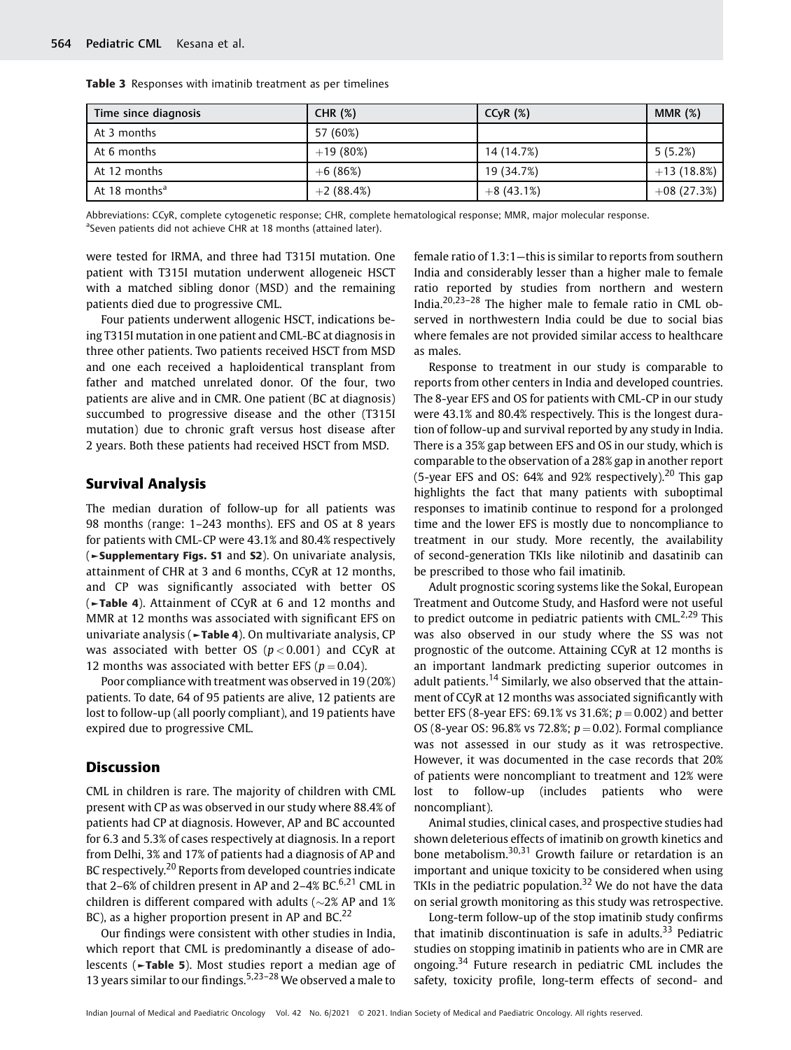**Table 3** Responses with imatinib treatment as per timelines

| Time since diagnosis | CHR (%) | CCyR (%) | MMR (%) |
|---|---|---|---|
| At 3 months | 57 (60%) | | |
| At 6 months | +19 (80%) | 14 (14.7%) | 5 (5.2%) |
| At 12 months | +6 (86%) | 19 (34.7%) | +13 (18.8%) |
| At 18 months[a] | +2 (88.4%) | +8 (43.1%) | +08 (27.3%) |

Abbreviations: CCyR, complete cytogenetic response; CHR, complete hematological response; MMR, major molecular response.
[a]Seven patients did not achieve CHR at 18 months (attained later).

were tested for IRMA, and three had T315I mutation. One patient with T315I mutation underwent allogeneic HSCT with a matched sibling donor (MSD) and the remaining patients died due to progressive CML.

Four patients underwent allogenic HSCT, indications being T315I mutation in one patient and CML-BC at diagnosis in three other patients. Two patients received HSCT from MSD and one each received a haploidentical transplant from father and matched unrelated donor. Of the four, two patients are alive and in CMR. One patient (BC at diagnosis) succumbed to progressive disease and the other (T315I mutation) due to chronic graft versus host disease after 2 years. Both these patients had received HSCT from MSD.

## Survival Analysis

The median duration of follow-up for all patients was 98 months (range: 1–243 months). EFS and OS at 8 years for patients with CML-CP were 43.1% and 80.4% respectively (**Supplementary Figs. S1** and **S2**). On univariate analysis, attainment of CHR at 3 and 6 months, CCyR at 12 months, and CP was significantly associated with better OS (**Table 4**). Attainment of CCyR at 6 and 12 months and MMR at 12 months was associated with significant EFS on univariate analysis (**Table 4**). On multivariate analysis, CP was associated with better OS ($p < 0.001$) and CCyR at 12 months was associated with better EFS ($p = 0.04$).

Poor compliance with treatment was observed in 19 (20%) patients. To date, 64 of 95 patients are alive, 12 patients are lost to follow-up (all poorly compliant), and 19 patients have expired due to progressive CML.

## Discussion

CML in children is rare. The majority of children with CML present with CP as was observed in our study where 88.4% of patients had CP at diagnosis. However, AP and BC accounted for 6.3 and 5.3% of cases respectively at diagnosis. In a report from Delhi, 3% and 17% of patients had a diagnosis of AP and BC respectively.[20] Reports from developed countries indicate that 2–6% of children present in AP and 2–4% BC.[6,21] CML in children is different compared with adults (~2% AP and 1% BC), as a higher proportion present in AP and BC.[22]

Our findings were consistent with other studies in India, which report that CML is predominantly a disease of adolescents (**Table 5**). Most studies report a median age of 13 years similar to our findings.[5,23–28] We observed a male to female ratio of 1.3:1—this is similar to reports from southern India and considerably lesser than a higher male to female ratio reported by studies from northern and western India.[20,23–28] The higher male to female ratio in CML observed in northwestern India could be due to social bias where females are not provided similar access to healthcare as males.

Response to treatment in our study is comparable to reports from other centers in India and developed countries. The 8-year EFS and OS for patients with CML-CP in our study were 43.1% and 80.4% respectively. This is the longest duration of follow-up and survival reported by any study in India. There is a 35% gap between EFS and OS in our study, which is comparable to the observation of a 28% gap in another report (5-year EFS and OS: 64% and 92% respectively).[20] This gap highlights the fact that many patients with suboptimal responses to imatinib continue to respond for a prolonged time and the lower EFS is mostly due to noncompliance to treatment in our study. More recently, the availability of second-generation TKIs like nilotinib and dasatinib can be prescribed to those who fail imatinib.

Adult prognostic scoring systems like the Sokal, European Treatment and Outcome Study, and Hasford were not useful to predict outcome in pediatric patients with CML.[2,29] This was also observed in our study where the SS was not prognostic of the outcome. Attaining CCyR at 12 months is an important landmark predicting superior outcomes in adult patients.[14] Similarly, we also observed that the attainment of CCyR at 12 months was associated significantly with better EFS (8-year EFS: 69.1% vs 31.6%; $p = 0.002$) and better OS (8-year OS: 96.8% vs 72.8%; $p = 0.02$). Formal compliance was not assessed in our study as it was retrospective. However, it was documented in the case records that 20% of patients were noncompliant to treatment and 12% were lost to follow-up (includes patients who were noncompliant).

Animal studies, clinical cases, and prospective studies had shown deleterious effects of imatinib on growth kinetics and bone metabolism.[30,31] Growth failure or retardation is an important and unique toxicity to be considered when using TKIs in the pediatric population.[32] We do not have the data on serial growth monitoring as this study was retrospective.

Long-term follow-up of the stop imatinib study confirms that imatinib discontinuation is safe in adults.[33] Pediatric studies on stopping imatinib in patients who are in CMR are ongoing.[34] Future research in pediatric CML includes the safety, toxicity profile, long-term effects of second- and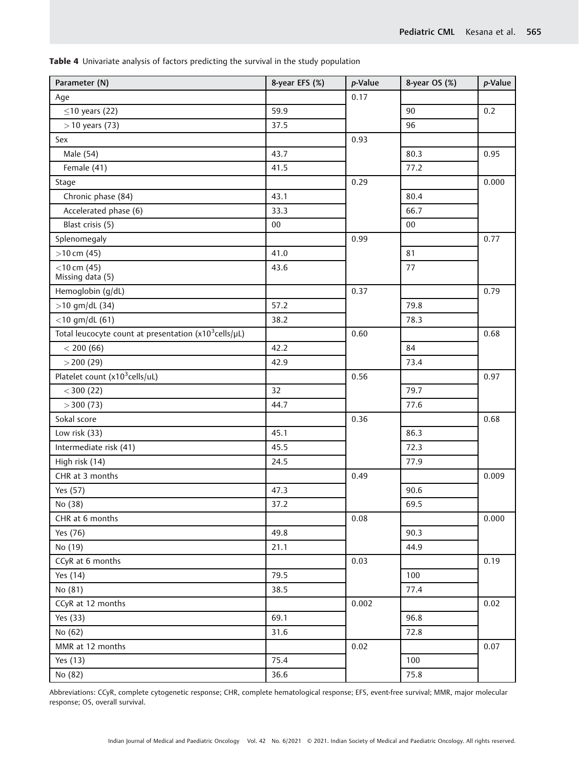**Table 4** Univariate analysis of factors predicting the survival in the study population

| Parameter (N) | 8-year EFS (%) | *p*-Value | 8-year OS (%) | *p*-Value |
|---|---|---|---|---|
| Age | | 0.17 | | |
| ≤10 years (22) | 59.9 | | 90 | 0.2 |
| > 10 years (73) | 37.5 | | 96 | |
| Sex | | 0.93 | | |
| Male (54) | 43.7 | | 80.3 | 0.95 |
| Female (41) | 41.5 | | 77.2 | |
| Stage | | 0.29 | | 0.000 |
| Chronic phase (84) | 43.1 | | 80.4 | |
| Accelerated phase (6) | 33.3 | | 66.7 | |
| Blast crisis (5) | 00 | | 00 | |
| Splenomegaly | | 0.99 | | 0.77 |
| >10 cm (45) | 41.0 | | 81 | |
| <10 cm (45) Missing data (5) | 43.6 | | 77 | |
| Hemoglobin (g/dL) | | 0.37 | | 0.79 |
| >10 gm/dL (34) | 57.2 | | 79.8 | |
| <10 gm/dL (61) | 38.2 | | 78.3 | |
| Total leucocyte count at presentation ($x10^3$cells/μL) | | 0.60 | | 0.68 |
| < 200 (66) | 42.2 | | 84 | |
| > 200 (29) | 42.9 | | 73.4 | |
| Platelet count ($x10^3$cells/uL) | | 0.56 | | 0.97 |
| < 300 (22) | 32 | | 79.7 | |
| > 300 (73) | 44.7 | | 77.6 | |
| Sokal score | | 0.36 | | 0.68 |
| Low risk (33) | 45.1 | | 86.3 | |
| Intermediate risk (41) | 45.5 | | 72.3 | |
| High risk (14) | 24.5 | | 77.9 | |
| CHR at 3 months | | 0.49 | | 0.009 |
| Yes (57) | 47.3 | | 90.6 | |
| No (38) | 37.2 | | 69.5 | |
| CHR at 6 months | | 0.08 | | 0.000 |
| Yes (76) | 49.8 | | 90.3 | |
| No (19) | 21.1 | | 44.9 | |
| CCyR at 6 months | | 0.03 | | 0.19 |
| Yes (14) | 79.5 | | 100 | |
| No (81) | 38.5 | | 77.4 | |
| CCyR at 12 months | | 0.002 | | 0.02 |
| Yes (33) | 69.1 | | 96.8 | |
| No (62) | 31.6 | | 72.8 | |
| MMR at 12 months | | 0.02 | | 0.07 |
| Yes (13) | 75.4 | | 100 | |
| No (82) | 36.6 | | 75.8 | |

Abbreviations: CCyR, complete cytogenetic response; CHR, complete hematological response; EFS, event-free survival; MMR, major molecular response; OS, overall survival.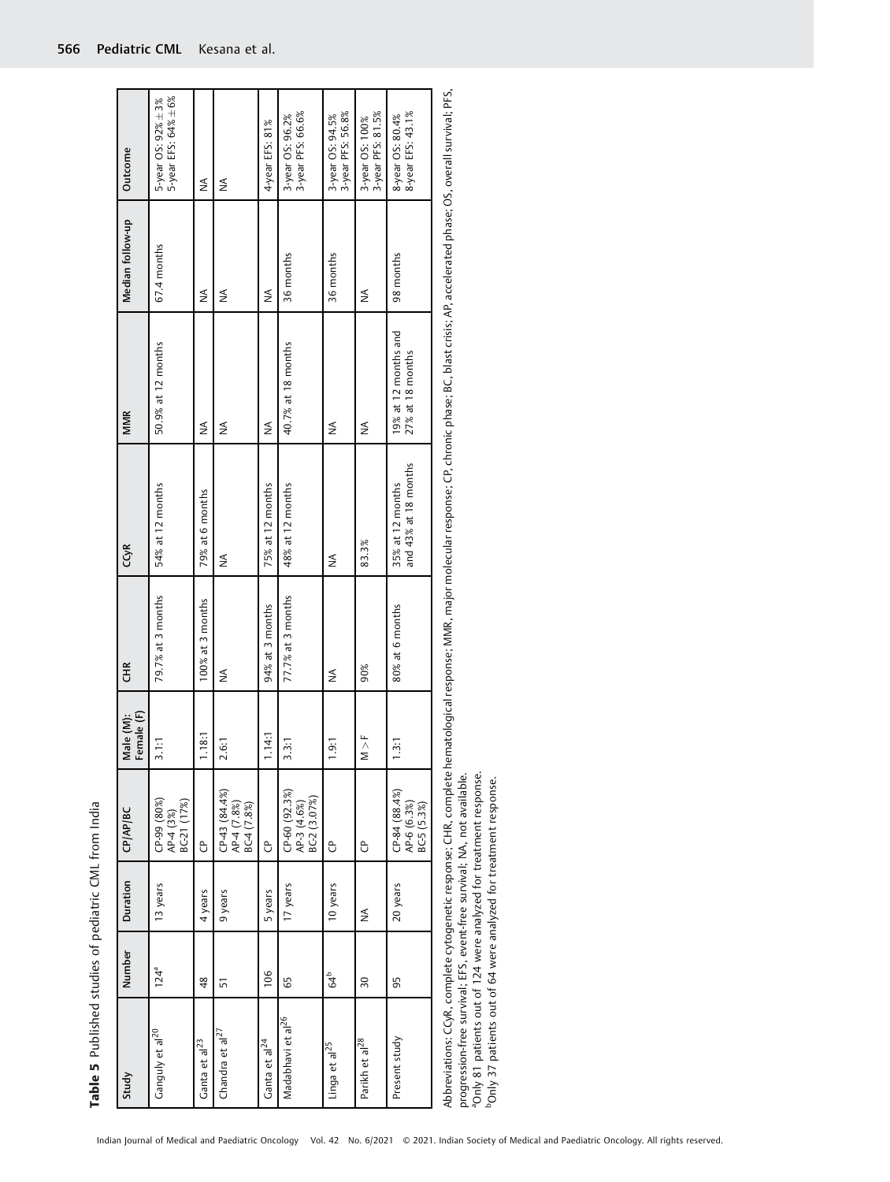**Table 5** Published studies of pediatric CML from India

| Study | Number | Duration | CP/AP/BC | Male (M): Female (F) | CHR | CCyR | MMR | Median follow-up | Outcome |
|---|---|---|---|---|---|---|---|---|---|
| Ganguly et al[20] | 124[a] | 13 years | CP-99 (80%) AP-4 (3%) BC-21 (17%) | 3.1:1 | 79.7% at 3 months | 54% at 12 months | 50.9% at 12 months | 67.4 months | 5-year OS: 92% ± 3% 5-year EFS: 64% ± 6% |
| Ganta et al[23] | 48 | 4 years | CP | 1.18:1 | 100% at 3 months | 79% at 6 months | NA | NA | NA |
| Chandra et al[27] | 51 | 9 years | CP-43 (84.4%) AP-4 (7.8%) BC-4 (7.8%) | 2.6:1 | NA | NA | NA | NA | NA |
| Ganta et al[24] | 106 | 5 years | CP | 1.14:1 | 94% at 3 months | 75% at 12 months | NA | NA | 4-year EFS: 81% |
| Madabhavi et al[26] | 65 | 17 years | CP-60 (92.3%) AP-3 (4.6%) BC-2 (3.07%) | 3.3:1 | 77.7% at 3 months | 48% at 12 months | 40.7% at 18 months | 36 months | 3-year OS: 96.2% 3-year PFS: 66.6% |
| Linga et al[25] | 64[b] | 10 years | CP | 1.9:1 | NA | NA | NA | 36 months | 3-year OS: 94.5% 3-year PFS: 56.8% |
| Parikh et al[28] | 30 | NA | CP | M > F | 90% | 83.3% | NA | NA | 3-year OS: 100% 3-year PFS: 81.5% |
| Present study | 95 | 20 years | CP-84 (88.4%) AP-6 (6.3%) BC-5 (5.3%) | 1.3:1 | 80% at 6 months | 35% at 12 months and 43% at 18 months | 19% at 12 months and 27% at 18 months | 98 months | 8-year OS: 80.4% 8-year EFS: 43.1% |

Abbreviations: CCyR, complete cytogenetic response; CHR, complete hematological response; MMR, major molecular response; CP, chronic phase; BC, blast crisis; AP, accelerated phase; OS, overall survival; PFS, progression-free survival; EFS, event-free survival; NA, not available.

[a]Only 81 patients out of 124 were analyzed for treatment response.

[b]Only 37 patients out of 64 were analyzed for treatment response.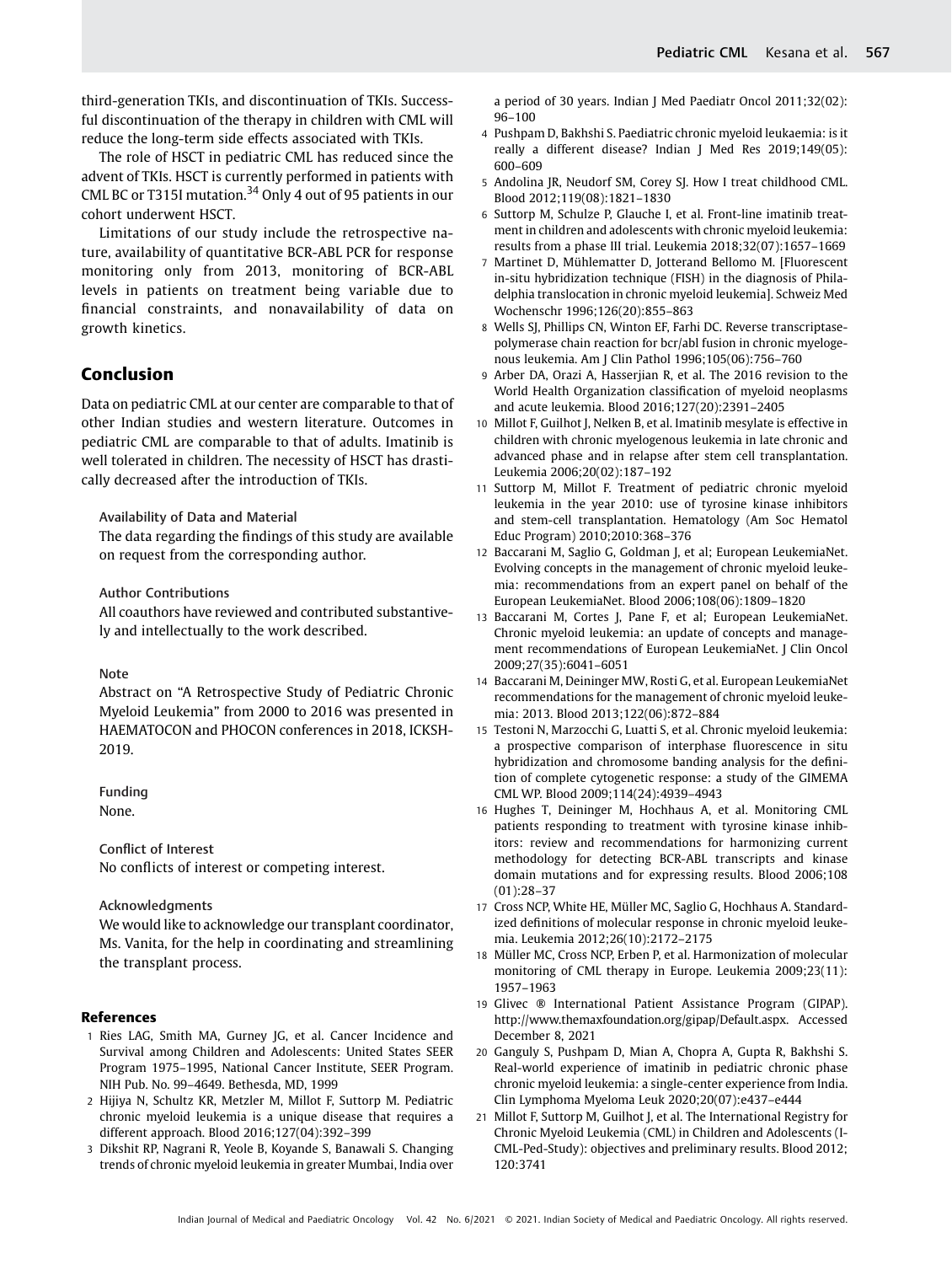third-generation TKIs, and discontinuation of TKIs. Successful discontinuation of the therapy in children with CML will reduce the long-term side effects associated with TKIs.

The role of HSCT in pediatric CML has reduced since the advent of TKIs. HSCT is currently performed in patients with CML BC or T315I mutation.[34] Only 4 out of 95 patients in our cohort underwent HSCT.

Limitations of our study include the retrospective nature, availability of quantitative BCR-ABL PCR for response monitoring only from 2013, monitoring of BCR-ABL levels in patients on treatment being variable due to financial constraints, and nonavailability of data on growth kinetics.

## Conclusion

Data on pediatric CML at our center are comparable to that of other Indian studies and western literature. Outcomes in pediatric CML are comparable to that of adults. Imatinib is well tolerated in children. The necessity of HSCT has drastically decreased after the introduction of TKIs.

**Availability of Data and Material**
The data regarding the findings of this study are available on request from the corresponding author.

**Author Contributions**
All coauthors have reviewed and contributed substantively and intellectually to the work described.

**Note**
Abstract on "A Retrospective Study of Pediatric Chronic Myeloid Leukemia" from 2000 to 2016 was presented in HAEMATOCON and PHOCON conferences in 2018, ICKSH-2019.

**Funding**
None.

**Conflict of Interest**
No conflicts of interest or competing interest.

**Acknowledgments**
We would like to acknowledge our transplant coordinator, Ms. Vanita, for the help in coordinating and streamlining the transplant process.

## References

1. Ries LAG, Smith MA, Gurney JG, et al. Cancer Incidence and Survival among Children and Adolescents: United States SEER Program 1975–1995, National Cancer Institute, SEER Program. NIH Pub. No. 99–4649. Bethesda, MD, 1999
2. Hijiya N, Schultz KR, Metzler M, Millot F, Suttorp M. Pediatric chronic myeloid leukemia is a unique disease that requires a different approach. Blood 2016;127(04):392–399
3. Dikshit RP, Nagrani R, Yeole B, Koyande S, Banawali S. Changing trends of chronic myeloid leukemia in greater Mumbai, India over a period of 30 years. Indian J Med Paediatr Oncol 2011;32(02):96–100
4. Pushpam D, Bakhshi S. Paediatric chronic myeloid leukaemia: is it really a different disease? Indian J Med Res 2019;149(05):600–609
5. Andolina JR, Neudorf SM, Corey SJ. How I treat childhood CML. Blood 2012;119(08):1821–1830
6. Suttorp M, Schulze P, Glauche I, et al. Front-line imatinib treatment in children and adolescents with chronic myeloid leukemia: results from a phase III trial. Leukemia 2018;32(07):1657–1669
7. Martinet D, Mühlematter D, Jotterand Bellomo M. [Fluorescent in-situ hybridization technique (FISH) in the diagnosis of Philadelphia translocation in chronic myeloid leukemia]. Schweiz Med Wochenschr 1996;126(20):855–863
8. Wells SJ, Phillips CN, Winton EF, Farhi DC. Reverse transcriptase-polymerase chain reaction for bcr/abl fusion in chronic myelogenous leukemia. Am J Clin Pathol 1996;105(06):756–760
9. Arber DA, Orazi A, Hasserjian R, et al. The 2016 revision to the World Health Organization classification of myeloid neoplasms and acute leukemia. Blood 2016;127(20):2391–2405
10. Millot F, Guilhot J, Nelken B, et al. Imatinib mesylate is effective in children with chronic myelogenous leukemia in late chronic and advanced phase and in relapse after stem cell transplantation. Leukemia 2006;20(02):187–192
11. Suttorp M, Millot F. Treatment of pediatric chronic myeloid leukemia in the year 2010: use of tyrosine kinase inhibitors and stem-cell transplantation. Hematology (Am Soc Hematol Educ Program) 2010;2010:368–376
12. Baccarani M, Saglio G, Goldman J, et al; European LeukemiaNet. Evolving concepts in the management of chronic myeloid leukemia: recommendations from an expert panel on behalf of the European LeukemiaNet. Blood 2006;108(06):1809–1820
13. Baccarani M, Cortes J, Pane F, et al; European LeukemiaNet. Chronic myeloid leukemia: an update of concepts and management recommendations of European LeukemiaNet. J Clin Oncol 2009;27(35):6041–6051
14. Baccarani M, Deininger MW, Rosti G, et al. European LeukemiaNet recommendations for the management of chronic myeloid leukemia: 2013. Blood 2013;122(06):872–884
15. Testoni N, Marzocchi G, Luatti S, et al. Chronic myeloid leukemia: a prospective comparison of interphase fluorescence in situ hybridization and chromosome banding analysis for the definition of complete cytogenetic response: a study of the GIMEMA CML WP. Blood 2009;114(24):4939–4943
16. Hughes T, Deininger M, Hochhaus A, et al. Monitoring CML patients responding to treatment with tyrosine kinase inhibitors: review and recommendations for harmonizing current methodology for detecting BCR-ABL transcripts and kinase domain mutations and for expressing results. Blood 2006;108(01):28–37
17. Cross NCP, White HE, Müller MC, Saglio G, Hochhaus A. Standardized definitions of molecular response in chronic myeloid leukemia. Leukemia 2012;26(10):2172–2175
18. Müller MC, Cross NCP, Erben P, et al. Harmonization of molecular monitoring of CML therapy in Europe. Leukemia 2009;23(11):1957–1963
19. Glivec ® International Patient Assistance Program (GIPAP). http://www.themaxfoundation.org/gipap/Default.aspx. Accessed December 8, 2021
20. Ganguly S, Pushpam D, Mian A, Chopra A, Gupta R, Bakhshi S. Real-world experience of imatinib in pediatric chronic phase chronic myeloid leukemia: a single-center experience from India. Clin Lymphoma Myeloma Leuk 2020;20(07):e437–e444
21. Millot F, Suttorp M, Guilhot J, et al. The International Registry for Chronic Myeloid Leukemia (CML) in Children and Adolescents (I-CML-Ped-Study): objectives and preliminary results. Blood 2012;120:3741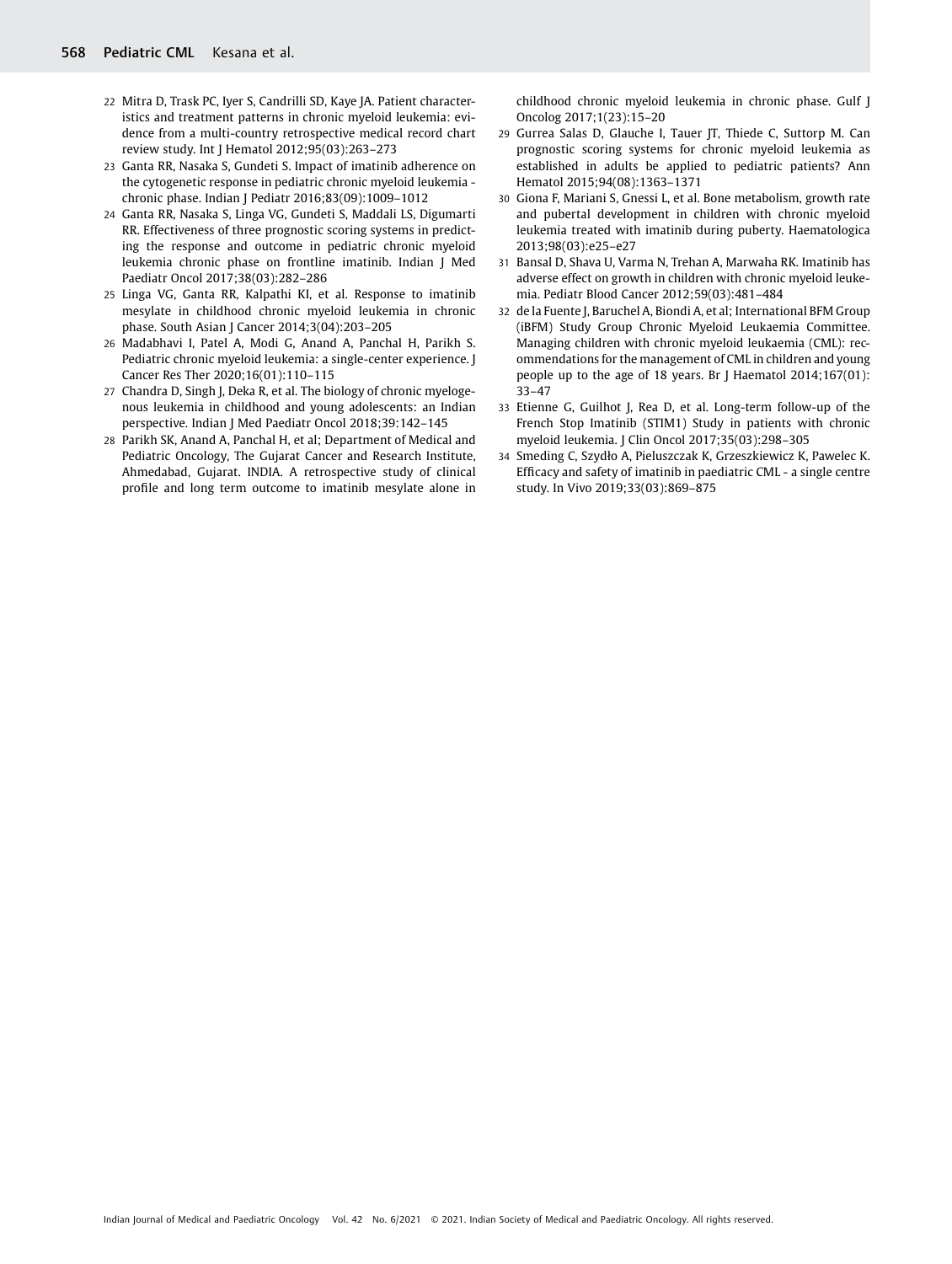22 Mitra D, Trask PC, Iyer S, Candrilli SD, Kaye JA. Patient characteristics and treatment patterns in chronic myeloid leukemia: evidence from a multi-country retrospective medical record chart review study. Int J Hematol 2012;95(03):263–273

23 Ganta RR, Nasaka S, Gundeti S. Impact of imatinib adherence on the cytogenetic response in pediatric chronic myeloid leukemia - chronic phase. Indian J Pediatr 2016;83(09):1009–1012

24 Ganta RR, Nasaka S, Linga VG, Gundeti S, Maddali LS, Digumarti RR. Effectiveness of three prognostic scoring systems in predicting the response and outcome in pediatric chronic myeloid leukemia chronic phase on frontline imatinib. Indian J Med Paediatr Oncol 2017;38(03):282–286

25 Linga VG, Ganta RR, Kalpathi KI, et al. Response to imatinib mesylate in childhood chronic myeloid leukemia in chronic phase. South Asian J Cancer 2014;3(04):203–205

26 Madabhavi I, Patel A, Modi G, Anand A, Panchal H, Parikh S. Pediatric chronic myeloid leukemia: a single-center experience. J Cancer Res Ther 2020;16(01):110–115

27 Chandra D, Singh J, Deka R, et al. The biology of chronic myelogenous leukemia in childhood and young adolescents: an Indian perspective. Indian J Med Paediatr Oncol 2018;39:142–145

28 Parikh SK, Anand A, Panchal H, et al; Department of Medical and Pediatric Oncology, The Gujarat Cancer and Research Institute, Ahmedabad, Gujarat. INDIA. A retrospective study of clinical profile and long term outcome to imatinib mesylate alone in childhood chronic myeloid leukemia in chronic phase. Gulf J Oncolog 2017;1(23):15–20

29 Gurrea Salas D, Glauche I, Tauer JT, Thiede C, Suttorp M. Can prognostic scoring systems for chronic myeloid leukemia as established in adults be applied to pediatric patients? Ann Hematol 2015;94(08):1363–1371

30 Giona F, Mariani S, Gnessi L, et al. Bone metabolism, growth rate and pubertal development in children with chronic myeloid leukemia treated with imatinib during puberty. Haematologica 2013;98(03):e25–e27

31 Bansal D, Shava U, Varma N, Trehan A, Marwaha RK. Imatinib has adverse effect on growth in children with chronic myeloid leukemia. Pediatr Blood Cancer 2012;59(03):481–484

32 de la Fuente J, Baruchel A, Biondi A, et al; International BFM Group (iBFM) Study Group Chronic Myeloid Leukaemia Committee. Managing children with chronic myeloid leukaemia (CML): recommendations for the management of CML in children and young people up to the age of 18 years. Br J Haematol 2014;167(01):33–47

33 Etienne G, Guilhot J, Rea D, et al. Long-term follow-up of the French Stop Imatinib (STIM1) Study in patients with chronic myeloid leukemia. J Clin Oncol 2017;35(03):298–305

34 Smeding C, Szydło A, Pieluszczak K, Grzeszkiewicz K, Pawelec K. Efficacy and safety of imatinib in paediatric CML - a single centre study. In Vivo 2019;33(03):869–875